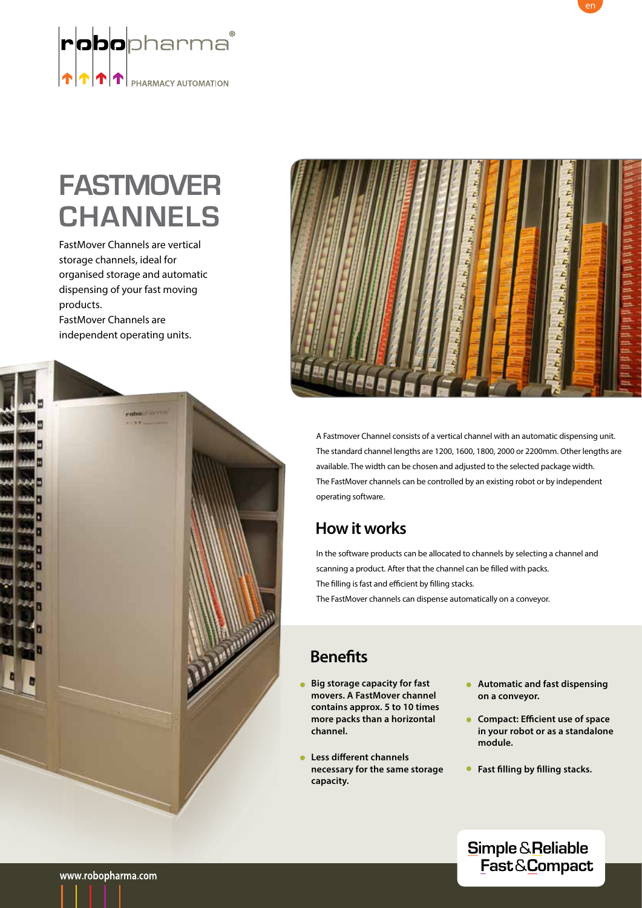robopharma®

PHARMACY AUTOMATION

# FASTMOVER CHANNELS

FastMover Channels are vertical storage channels, ideal for organised storage and automatic dispensing of your fast moving products.
FastMover Channels are independent operating units.

A Fastmover Channel consists of a vertical channel with an automatic dispensing unit. The standard channel lengths are 1200, 1600, 1800, 2000 or 2200mm. Other lengths are available. The width can be chosen and adjusted to the selected package width.
The FastMover channels can be controlled by an existing robot or by independent operating software.

## How it works

In the software products can be allocated to channels by selecting a channel and scanning a product. After that the channel can be filled with packs.
The filling is fast and efficient by filling stacks.
The FastMover channels can dispense automatically on a conveyor.

## Benefits

- **Big storage capacity for fast movers. A FastMover channel contains approx. 5 to 10 times more packs than a horizontal channel.**
- **Less different channels necessary for the same storage capacity.**
- **Automatic and fast dispensing on a conveyor.**
- **Compact: Efficient use of space in your robot or as a standalone module.**
- **Fast filling by filling stacks.**

**Simple & Reliable**
**Fast & Compact**

www.robopharma.com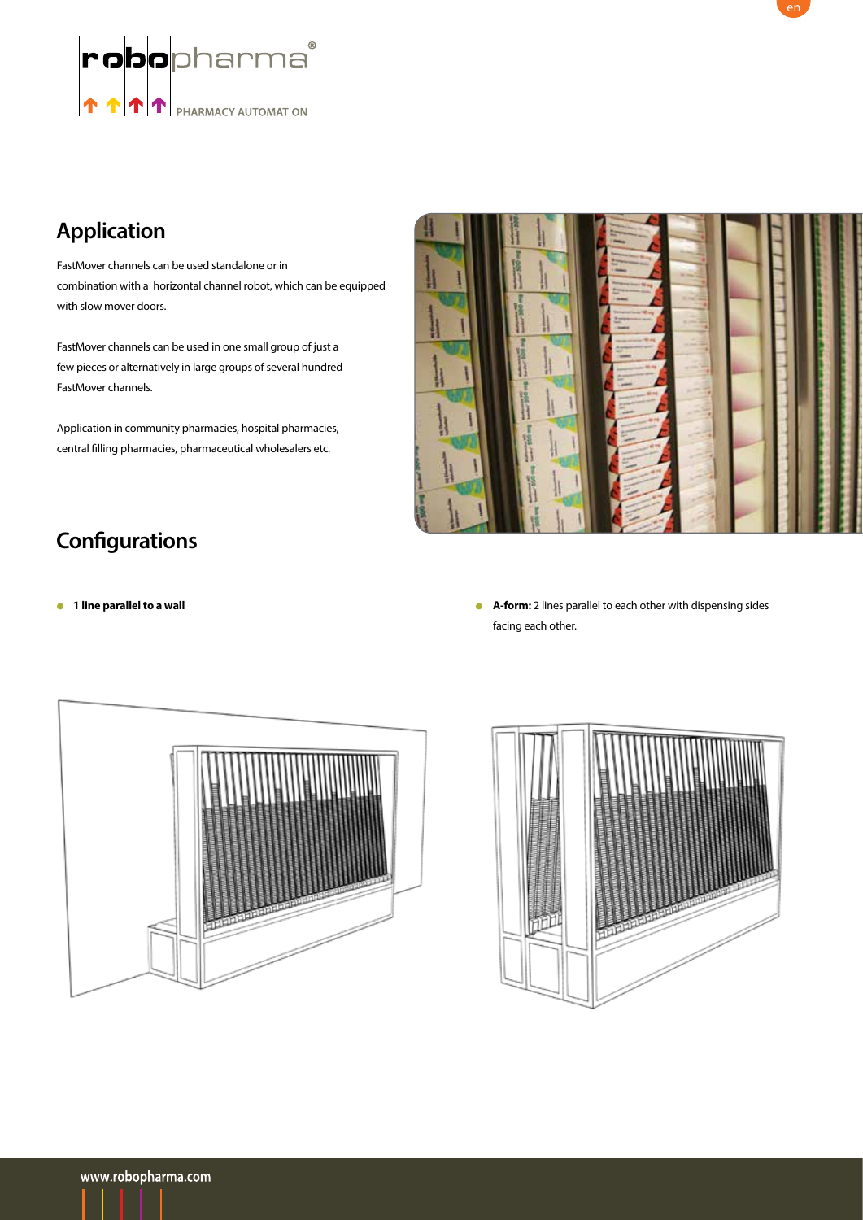## Application

FastMover channels can be used standalone or in combination with a horizontal channel robot, which can be equipped with slow mover doors.

FastMover channels can be used in one small group of just a few pieces or alternatively in large groups of several hundred FastMover channels.

Application in community pharmacies, hospital pharmacies, central filling pharmacies, pharmaceutical wholesalers etc.

## Configurations

- **1 line parallel to a wall**
- **A-form:** 2 lines parallel to each other with dispensing sides facing each other.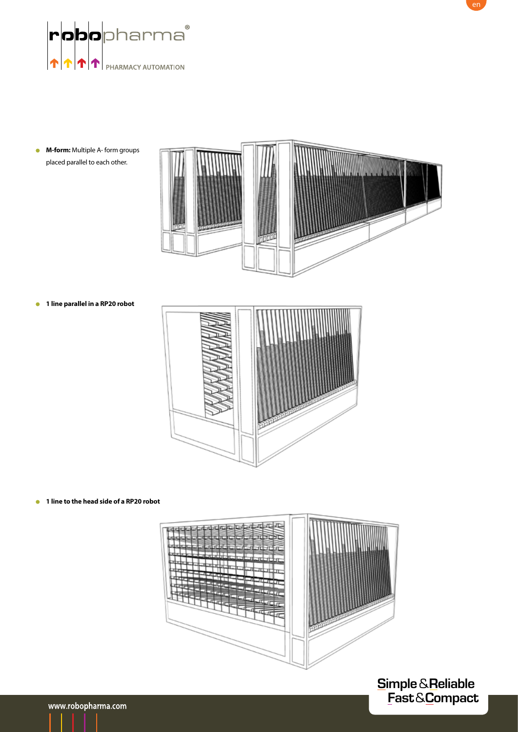- **M-form:** Multiple A- form groups placed parallel to each other.

- **1 line parallel in a RP20 robot**

- **1 line to the head side of a RP20 robot**

Simple & Reliable
Fast & Compact

www.robopharma.com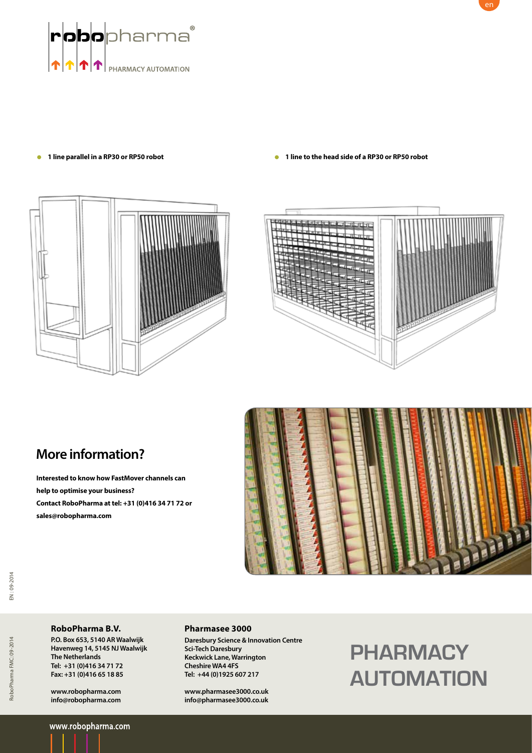- 1 line parallel in a RP30 or RP50 robot
- 1 line to the head side of a RP30 or RP50 robot

## More information?

**Interested to know how FastMover channels can help to optimise your business?**
**Contact RoboPharma at tel: +31 (0)416 34 71 72 or sales@robopharma.com**

EN : 09-2014

### RoboPharma B.V.

P.O. Box 653, 5140 AR Waalwijk
Havenweg 14, 5145 NJ Waalwijk
The Netherlands
Tel: +31 (0)416 34 71 72
Fax: +31 (0)416 65 18 85

www.robopharma.com
info@robopharma.com

### Pharmasee 3000

Daresbury Science & Innovation Centre
Sci-Tech Daresbury
Keckwick Lane, Warrington
Cheshire WA4 4FS
Tel: +44 (0)1925 607 217

www.pharmasee3000.co.uk
info@pharmasee3000.co.uk

**PHARMACY AUTOMATION**

RoboPharma FMC: 09-2014

www.robopharma.com